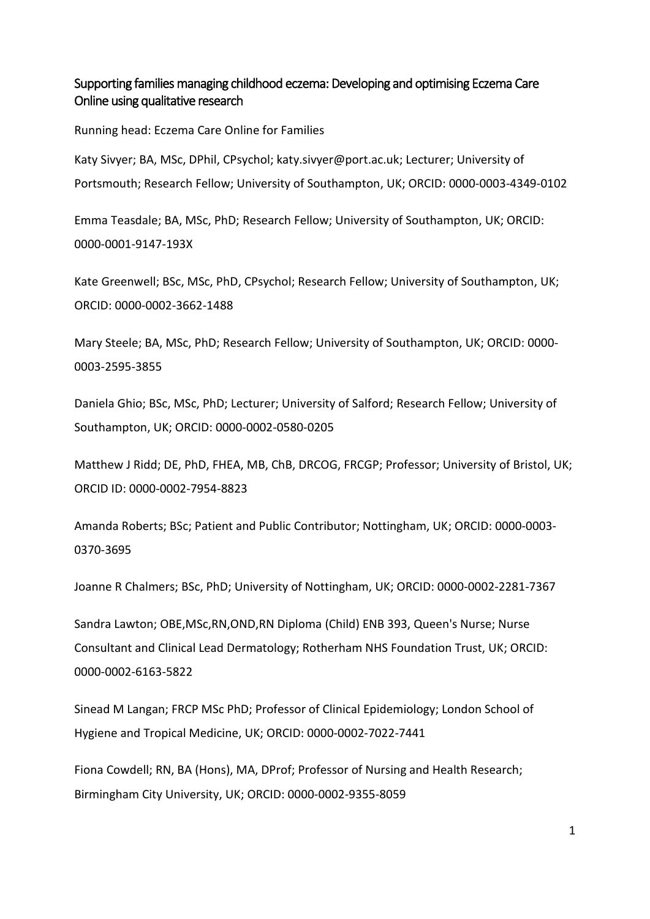# Supporting families managing childhood eczema: Developing and optimising Eczema Care Online using qualitative research

Running head: Eczema Care Online for Families

Katy Sivyer; BA, MSc, DPhil, CPsychol; katy.sivyer@port.ac.uk; Lecturer; University of Portsmouth; Research Fellow; University of Southampton, UK; ORCID: 0000-0003-4349-0102

Emma Teasdale; BA, MSc, PhD; Research Fellow; University of Southampton, UK; ORCID: 0000-0001-9147-193X

Kate Greenwell; BSc, MSc, PhD, CPsychol; Research Fellow; University of Southampton, UK; ORCID: 0000-0002-3662-1488

Mary Steele; BA, MSc, PhD; Research Fellow; University of Southampton, UK; ORCID: 0000-0003-2595-3855

Daniela Ghio; BSc, MSc, PhD; Lecturer; University of Salford; Research Fellow; University of Southampton, UK; ORCID: 0000-0002-0580-0205

Matthew J Ridd; DE, PhD, FHEA, MB, ChB, DRCOG, FRCGP; Professor; University of Bristol, UK; ORCID ID: 0000-0002-7954-8823

Amanda Roberts; BSc; Patient and Public Contributor; Nottingham, UK; ORCID: 0000-0003-0370-3695

Joanne R Chalmers; BSc, PhD; University of Nottingham, UK; ORCID: 0000-0002-2281-7367

Sandra Lawton; OBE,MSc,RN,OND,RN Diploma (Child) ENB 393, Queen's Nurse; Nurse Consultant and Clinical Lead Dermatology; Rotherham NHS Foundation Trust, UK; ORCID: 0000-0002-6163-5822

Sinead M Langan; FRCP MSc PhD; Professor of Clinical Epidemiology; London School of Hygiene and Tropical Medicine, UK; ORCID: 0000-0002-7022-7441

Fiona Cowdell; RN, BA (Hons), MA, DProf; Professor of Nursing and Health Research; Birmingham City University, UK; ORCID: 0000-0002-9355-8059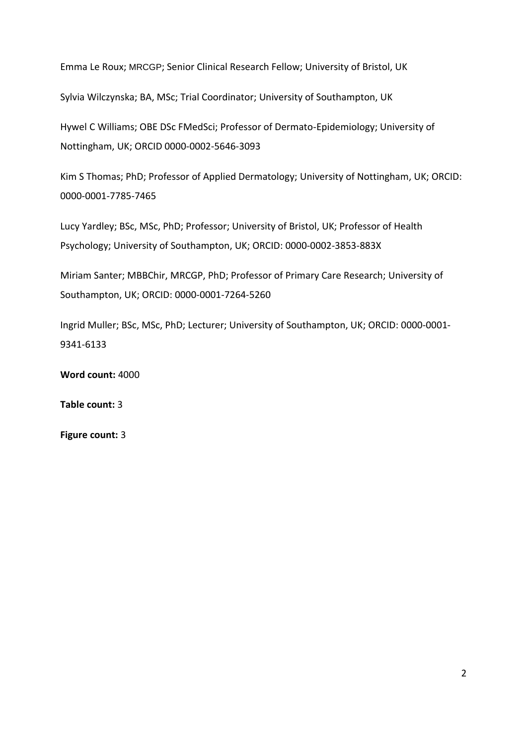Emma Le Roux; MRCGP; Senior Clinical Research Fellow; University of Bristol, UK

Sylvia Wilczynska; BA, MSc; Trial Coordinator; University of Southampton, UK

Hywel C Williams; OBE DSc FMedSci; Professor of Dermato-Epidemiology; University of Nottingham, UK; ORCID 0000-0002-5646-3093

Kim S Thomas; PhD; Professor of Applied Dermatology; University of Nottingham, UK; ORCID: 0000-0001-7785-7465

Lucy Yardley; BSc, MSc, PhD; Professor; University of Bristol, UK; Professor of Health Psychology; University of Southampton, UK; ORCID: 0000-0002-3853-883X

Miriam Santer; MBBChir, MRCGP, PhD; Professor of Primary Care Research; University of Southampton, UK; ORCID: 0000-0001-7264-5260

Ingrid Muller; BSc, MSc, PhD; Lecturer; University of Southampton, UK; ORCID: 0000-0001-9341-6133

**Word count:** 4000

**Table count:** 3

**Figure count:** 3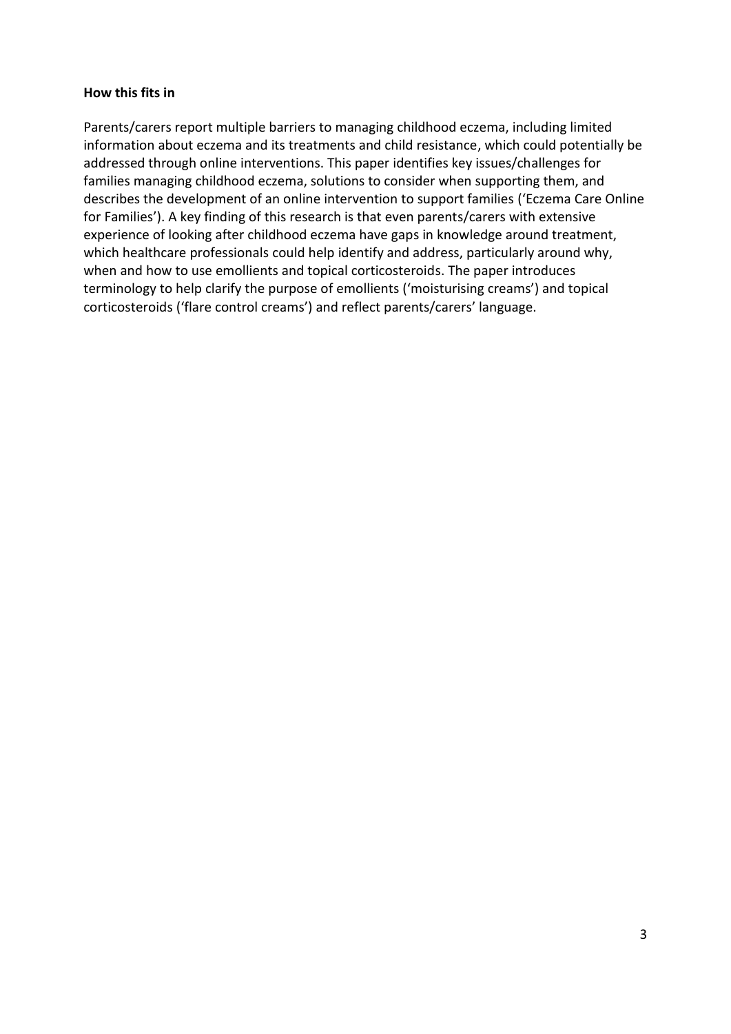**How this fits in**

Parents/carers report multiple barriers to managing childhood eczema, including limited information about eczema and its treatments and child resistance, which could potentially be addressed through online interventions. This paper identifies key issues/challenges for families managing childhood eczema, solutions to consider when supporting them, and describes the development of an online intervention to support families ('Eczema Care Online for Families'). A key finding of this research is that even parents/carers with extensive experience of looking after childhood eczema have gaps in knowledge around treatment, which healthcare professionals could help identify and address, particularly around why, when and how to use emollients and topical corticosteroids. The paper introduces terminology to help clarify the purpose of emollients ('moisturising creams') and topical corticosteroids ('flare control creams') and reflect parents/carers' language.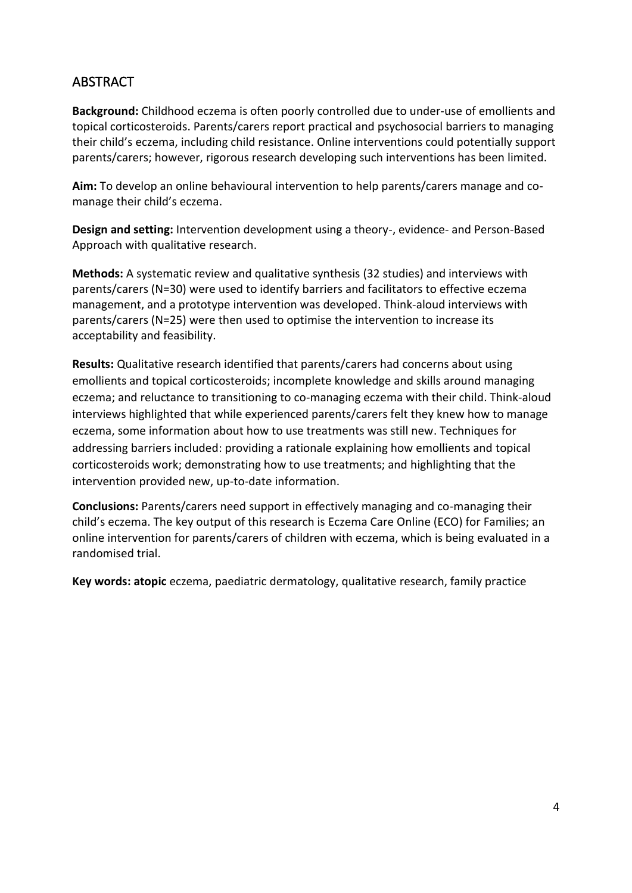## ABSTRACT

**Background:** Childhood eczema is often poorly controlled due to under-use of emollients and topical corticosteroids. Parents/carers report practical and psychosocial barriers to managing their child's eczema, including child resistance. Online interventions could potentially support parents/carers; however, rigorous research developing such interventions has been limited.

**Aim:** To develop an online behavioural intervention to help parents/carers manage and co-manage their child's eczema.

**Design and setting:** Intervention development using a theory-, evidence- and Person-Based Approach with qualitative research.

**Methods:** A systematic review and qualitative synthesis (32 studies) and interviews with parents/carers (N=30) were used to identify barriers and facilitators to effective eczema management, and a prototype intervention was developed. Think-aloud interviews with parents/carers (N=25) were then used to optimise the intervention to increase its acceptability and feasibility.

**Results:** Qualitative research identified that parents/carers had concerns about using emollients and topical corticosteroids; incomplete knowledge and skills around managing eczema; and reluctance to transitioning to co-managing eczema with their child. Think-aloud interviews highlighted that while experienced parents/carers felt they knew how to manage eczema, some information about how to use treatments was still new. Techniques for addressing barriers included: providing a rationale explaining how emollients and topical corticosteroids work; demonstrating how to use treatments; and highlighting that the intervention provided new, up-to-date information.

**Conclusions:** Parents/carers need support in effectively managing and co-managing their child's eczema. The key output of this research is Eczema Care Online (ECO) for Families; an online intervention for parents/carers of children with eczema, which is being evaluated in a randomised trial.

**Key words: atopic** eczema, paediatric dermatology, qualitative research, family practice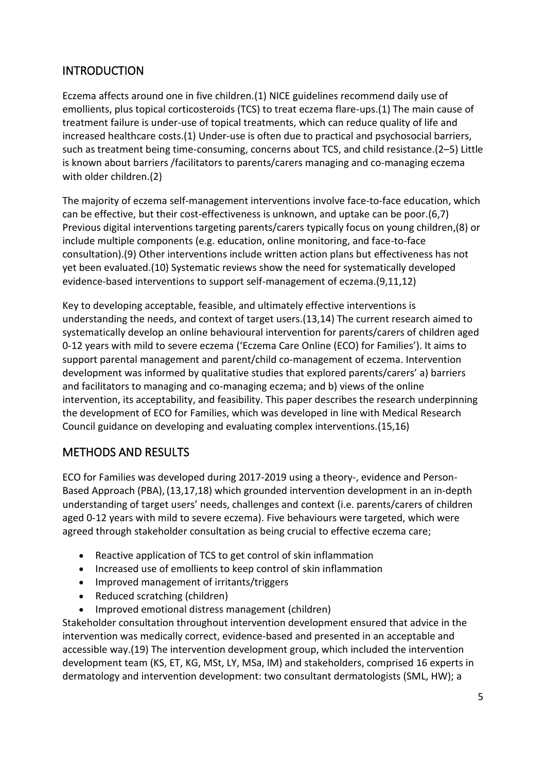## INTRODUCTION

Eczema affects around one in five children.(1) NICE guidelines recommend daily use of emollients, plus topical corticosteroids (TCS) to treat eczema flare-ups.(1) The main cause of treatment failure is under-use of topical treatments, which can reduce quality of life and increased healthcare costs.(1) Under-use is often due to practical and psychosocial barriers, such as treatment being time-consuming, concerns about TCS, and child resistance.(2–5) Little is known about barriers /facilitators to parents/carers managing and co-managing eczema with older children.(2)

The majority of eczema self-management interventions involve face-to-face education, which can be effective, but their cost-effectiveness is unknown, and uptake can be poor.(6,7) Previous digital interventions targeting parents/carers typically focus on young children,(8) or include multiple components (e.g. education, online monitoring, and face-to-face consultation).(9) Other interventions include written action plans but effectiveness has not yet been evaluated.(10) Systematic reviews show the need for systematically developed evidence-based interventions to support self-management of eczema.(9,11,12)

Key to developing acceptable, feasible, and ultimately effective interventions is understanding the needs, and context of target users.(13,14) The current research aimed to systematically develop an online behavioural intervention for parents/carers of children aged 0-12 years with mild to severe eczema ('Eczema Care Online (ECO) for Families'). It aims to support parental management and parent/child co-management of eczema. Intervention development was informed by qualitative studies that explored parents/carers' a) barriers and facilitators to managing and co-managing eczema; and b) views of the online intervention, its acceptability, and feasibility. This paper describes the research underpinning the development of ECO for Families, which was developed in line with Medical Research Council guidance on developing and evaluating complex interventions.(15,16)

## METHODS AND RESULTS

ECO for Families was developed during 2017-2019 using a theory-, evidence and Person-Based Approach (PBA),(13,17,18) which grounded intervention development in an in-depth understanding of target users' needs, challenges and context (i.e. parents/carers of children aged 0-12 years with mild to severe eczema). Five behaviours were targeted, which were agreed through stakeholder consultation as being crucial to effective eczema care;

- Reactive application of TCS to get control of skin inflammation
- Increased use of emollients to keep control of skin inflammation
- Improved management of irritants/triggers
- Reduced scratching (children)
- Improved emotional distress management (children)

Stakeholder consultation throughout intervention development ensured that advice in the intervention was medically correct, evidence-based and presented in an acceptable and accessible way.(19) The intervention development group, which included the intervention development team (KS, ET, KG, MSt, LY, MSa, IM) and stakeholders, comprised 16 experts in dermatology and intervention development: two consultant dermatologists (SML, HW); a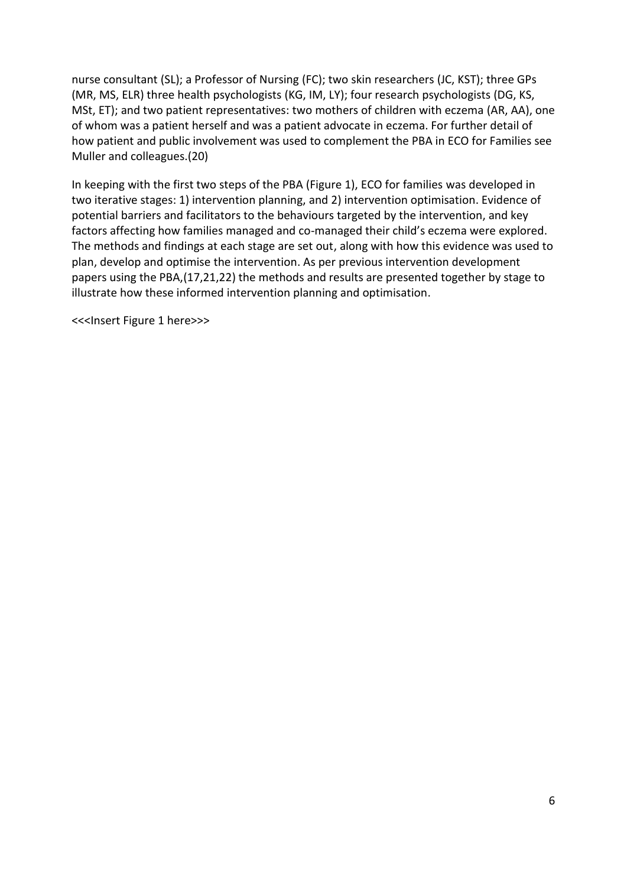nurse consultant (SL); a Professor of Nursing (FC); two skin researchers (JC, KST); three GPs (MR, MS, ELR) three health psychologists (KG, IM, LY); four research psychologists (DG, KS, MSt, ET); and two patient representatives: two mothers of children with eczema (AR, AA), one of whom was a patient herself and was a patient advocate in eczema. For further detail of how patient and public involvement was used to complement the PBA in ECO for Families see Muller and colleagues.(20)

In keeping with the first two steps of the PBA (Figure 1), ECO for families was developed in two iterative stages: 1) intervention planning, and 2) intervention optimisation. Evidence of potential barriers and facilitators to the behaviours targeted by the intervention, and key factors affecting how families managed and co-managed their child's eczema were explored. The methods and findings at each stage are set out, along with how this evidence was used to plan, develop and optimise the intervention. As per previous intervention development papers using the PBA,(17,21,22) the methods and results are presented together by stage to illustrate how these informed intervention planning and optimisation.

<<<Insert Figure 1 here>>>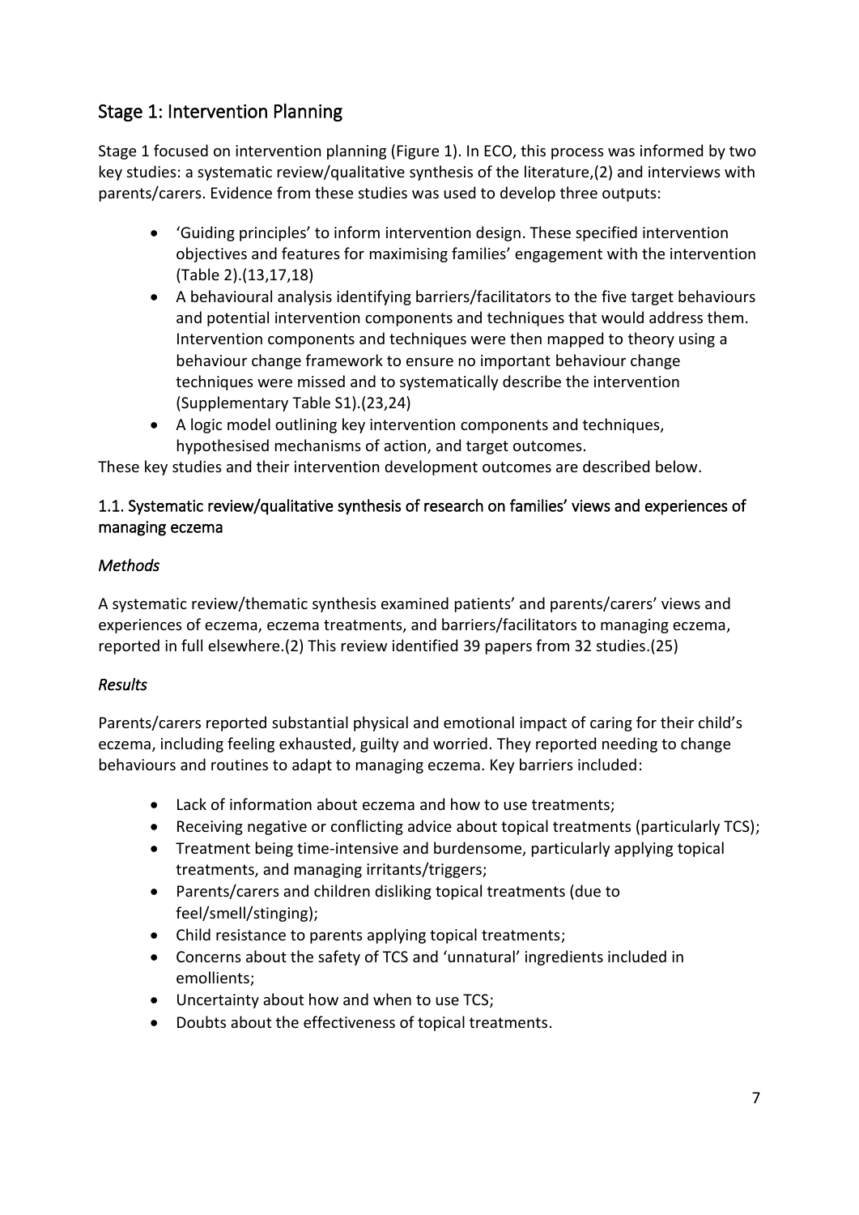## Stage 1: Intervention Planning

Stage 1 focused on intervention planning (Figure 1). In ECO, this process was informed by two key studies: a systematic review/qualitative synthesis of the literature,(2) and interviews with parents/carers. Evidence from these studies was used to develop three outputs:

- 'Guiding principles' to inform intervention design. These specified intervention objectives and features for maximising families' engagement with the intervention (Table 2).(13,17,18)
- A behavioural analysis identifying barriers/facilitators to the five target behaviours and potential intervention components and techniques that would address them. Intervention components and techniques were then mapped to theory using a behaviour change framework to ensure no important behaviour change techniques were missed and to systematically describe the intervention (Supplementary Table S1).(23,24)
- A logic model outlining key intervention components and techniques, hypothesised mechanisms of action, and target outcomes.

These key studies and their intervention development outcomes are described below.

### 1.1. Systematic review/qualitative synthesis of research on families' views and experiences of managing eczema

#### *Methods*

A systematic review/thematic synthesis examined patients' and parents/carers' views and experiences of eczema, eczema treatments, and barriers/facilitators to managing eczema, reported in full elsewhere.(2) This review identified 39 papers from 32 studies.(25)

#### *Results*

Parents/carers reported substantial physical and emotional impact of caring for their child's eczema, including feeling exhausted, guilty and worried. They reported needing to change behaviours and routines to adapt to managing eczema. Key barriers included:

- Lack of information about eczema and how to use treatments;
- Receiving negative or conflicting advice about topical treatments (particularly TCS);
- Treatment being time-intensive and burdensome, particularly applying topical treatments, and managing irritants/triggers;
- Parents/carers and children disliking topical treatments (due to feel/smell/stinging);
- Child resistance to parents applying topical treatments;
- Concerns about the safety of TCS and 'unnatural' ingredients included in emollients;
- Uncertainty about how and when to use TCS;
- Doubts about the effectiveness of topical treatments.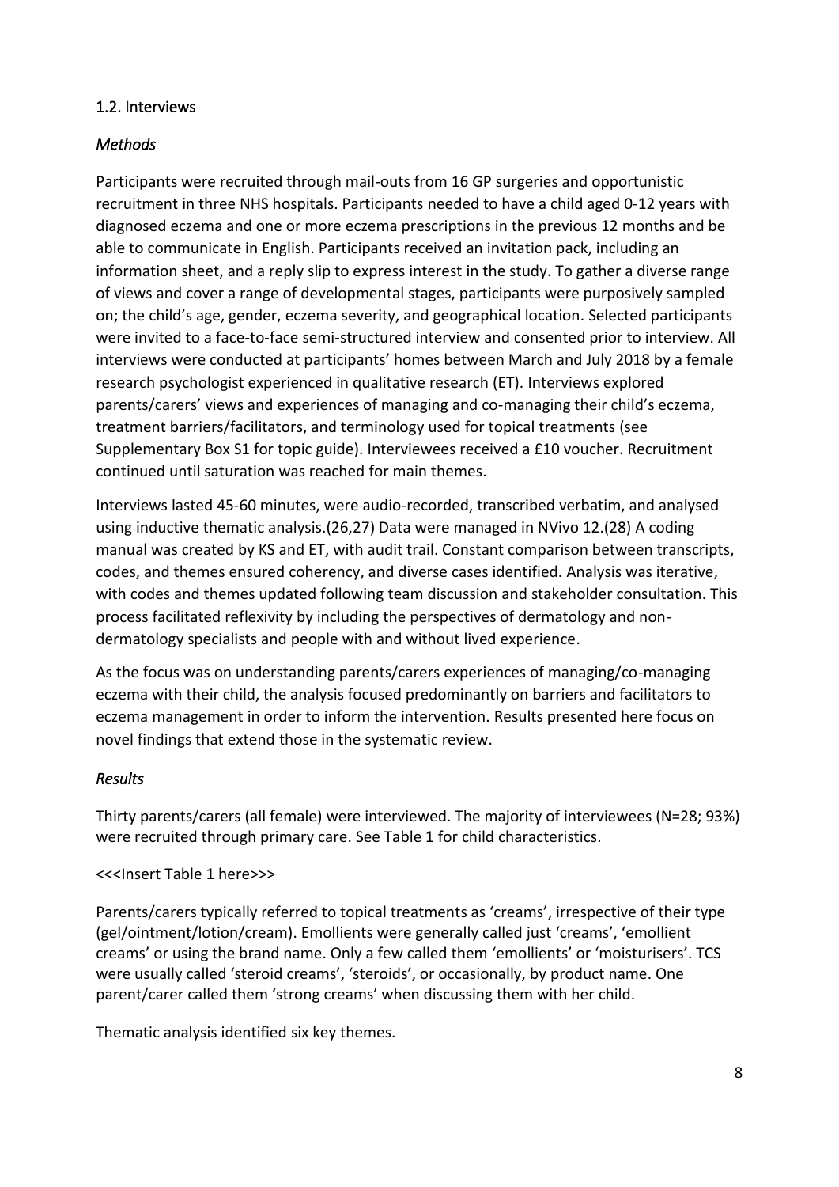### 1.2. Interviews

#### *Methods*

Participants were recruited through mail-outs from 16 GP surgeries and opportunistic recruitment in three NHS hospitals. Participants needed to have a child aged 0-12 years with diagnosed eczema and one or more eczema prescriptions in the previous 12 months and be able to communicate in English. Participants received an invitation pack, including an information sheet, and a reply slip to express interest in the study. To gather a diverse range of views and cover a range of developmental stages, participants were purposively sampled on; the child's age, gender, eczema severity, and geographical location. Selected participants were invited to a face-to-face semi-structured interview and consented prior to interview. All interviews were conducted at participants' homes between March and July 2018 by a female research psychologist experienced in qualitative research (ET). Interviews explored parents/carers' views and experiences of managing and co-managing their child's eczema, treatment barriers/facilitators, and terminology used for topical treatments (see Supplementary Box S1 for topic guide). Interviewees received a £10 voucher. Recruitment continued until saturation was reached for main themes.

Interviews lasted 45-60 minutes, were audio-recorded, transcribed verbatim, and analysed using inductive thematic analysis.(26,27) Data were managed in NVivo 12.(28) A coding manual was created by KS and ET, with audit trail. Constant comparison between transcripts, codes, and themes ensured coherency, and diverse cases identified. Analysis was iterative, with codes and themes updated following team discussion and stakeholder consultation. This process facilitated reflexivity by including the perspectives of dermatology and non-dermatology specialists and people with and without lived experience.

As the focus was on understanding parents/carers experiences of managing/co-managing eczema with their child, the analysis focused predominantly on barriers and facilitators to eczema management in order to inform the intervention. Results presented here focus on novel findings that extend those in the systematic review.

#### *Results*

Thirty parents/carers (all female) were interviewed. The majority of interviewees (N=28; 93%) were recruited through primary care. See Table 1 for child characteristics.

<<<Insert Table 1 here>>>

Parents/carers typically referred to topical treatments as 'creams', irrespective of their type (gel/ointment/lotion/cream). Emollients were generally called just 'creams', 'emollient creams' or using the brand name. Only a few called them 'emollients' or 'moisturisers'. TCS were usually called 'steroid creams', 'steroids', or occasionally, by product name. One parent/carer called them 'strong creams' when discussing them with her child.

Thematic analysis identified six key themes.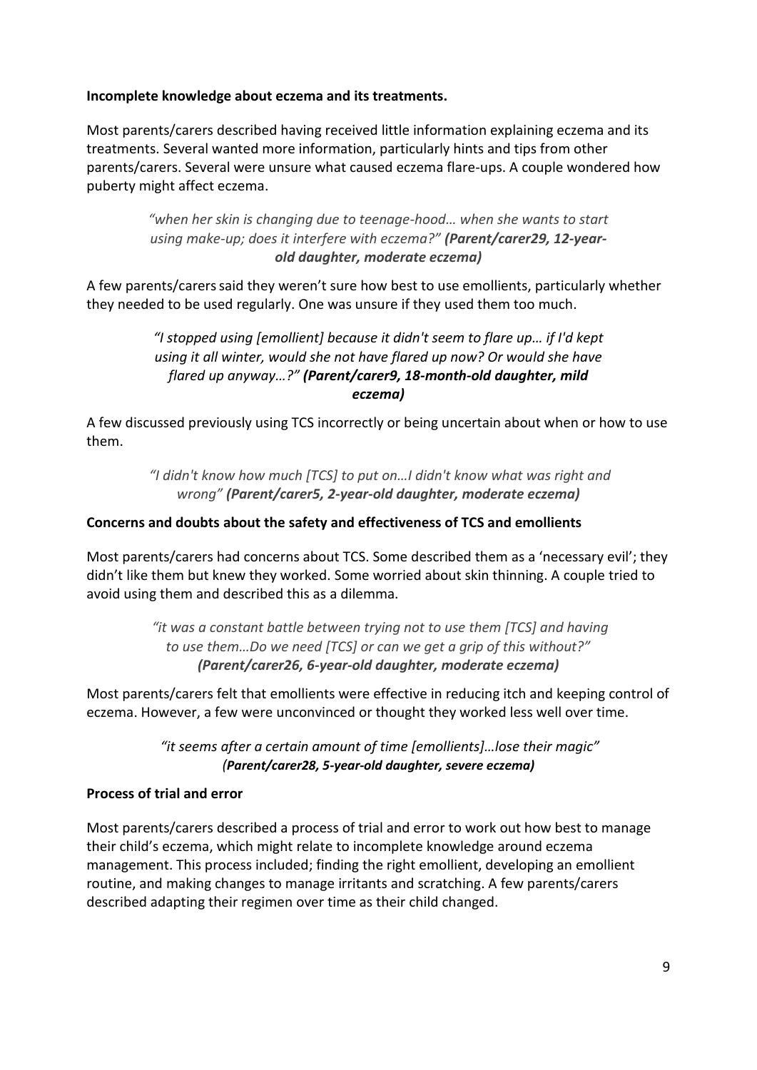**Incomplete knowledge about eczema and its treatments.**

Most parents/carers described having received little information explaining eczema and its treatments. Several wanted more information, particularly hints and tips from other parents/carers. Several were unsure what caused eczema flare-ups. A couple wondered how puberty might affect eczema.

> *"when her skin is changing due to teenage-hood… when she wants to start using make-up; does it interfere with eczema?"* ***(Parent/carer29, 12-year-old daughter, moderate eczema)***

A few parents/carers said they weren't sure how best to use emollients, particularly whether they needed to be used regularly. One was unsure if they used them too much.

> *"I stopped using [emollient] because it didn't seem to flare up… if I'd kept using it all winter, would she not have flared up now? Or would she have flared up anyway…?"* ***(Parent/carer9, 18-month-old daughter, mild eczema)***

A few discussed previously using TCS incorrectly or being uncertain about when or how to use them.

> *"I didn't know how much [TCS] to put on…I didn't know what was right and wrong"* ***(Parent/carer5, 2-year-old daughter, moderate eczema)***

**Concerns and doubts about the safety and effectiveness of TCS and emollients**

Most parents/carers had concerns about TCS. Some described them as a 'necessary evil'; they didn't like them but knew they worked. Some worried about skin thinning. A couple tried to avoid using them and described this as a dilemma.

> *"it was a constant battle between trying not to use them [TCS] and having to use them…Do we need [TCS] or can we get a grip of this without?"* ***(Parent/carer26, 6-year-old daughter, moderate eczema)***

Most parents/carers felt that emollients were effective in reducing itch and keeping control of eczema. However, a few were unconvinced or thought they worked less well over time.

> *"it seems after a certain amount of time [emollients]…lose their magic"* ***(Parent/carer28, 5-year-old daughter, severe eczema)***

**Process of trial and error**

Most parents/carers described a process of trial and error to work out how best to manage their child's eczema, which might relate to incomplete knowledge around eczema management. This process included; finding the right emollient, developing an emollient routine, and making changes to manage irritants and scratching. A few parents/carers described adapting their regimen over time as their child changed.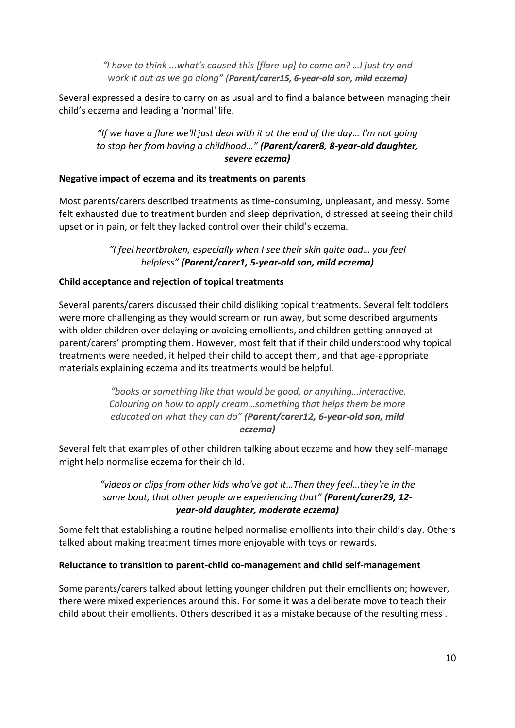*"I have to think ...what's caused this [flare-up] to come on? …I just try and work it out as we go along" (**Parent/carer15, 6-year-old son, mild eczema)***

Several expressed a desire to carry on as usual and to find a balance between managing their child's eczema and leading a 'normal' life.

*"If we have a flare we'll just deal with it at the end of the day… I'm not going to stop her from having a childhood…" **(Parent/carer8, 8-year-old daughter, severe eczema)***

**Negative impact of eczema and its treatments on parents**

Most parents/carers described treatments as time-consuming, unpleasant, and messy. Some felt exhausted due to treatment burden and sleep deprivation, distressed at seeing their child upset or in pain, or felt they lacked control over their child's eczema.

*"I feel heartbroken, especially when I see their skin quite bad… you feel helpless" **(Parent/carer1, 5-year-old son, mild eczema)***

**Child acceptance and rejection of topical treatments**

Several parents/carers discussed their child disliking topical treatments. Several felt toddlers were more challenging as they would scream or run away, but some described arguments with older children over delaying or avoiding emollients, and children getting annoyed at parent/carers' prompting them. However, most felt that if their child understood why topical treatments were needed, it helped their child to accept them, and that age-appropriate materials explaining eczema and its treatments would be helpful.

*"books or something like that would be good, or anything…interactive. Colouring on how to apply cream…something that helps them be more educated on what they can do" **(Parent/carer12, 6-year-old son, mild eczema)***

Several felt that examples of other children talking about eczema and how they self-manage might help normalise eczema for their child.

*"videos or clips from other kids who've got it…Then they feel…they're in the same boat, that other people are experiencing that" **(Parent/carer29, 12-year-old daughter, moderate eczema)***

Some felt that establishing a routine helped normalise emollients into their child's day. Others talked about making treatment times more enjoyable with toys or rewards.

**Reluctance to transition to parent-child co-management and child self-management**

Some parents/carers talked about letting younger children put their emollients on; however, there were mixed experiences around this. For some it was a deliberate move to teach their child about their emollients. Others described it as a mistake because of the resulting mess .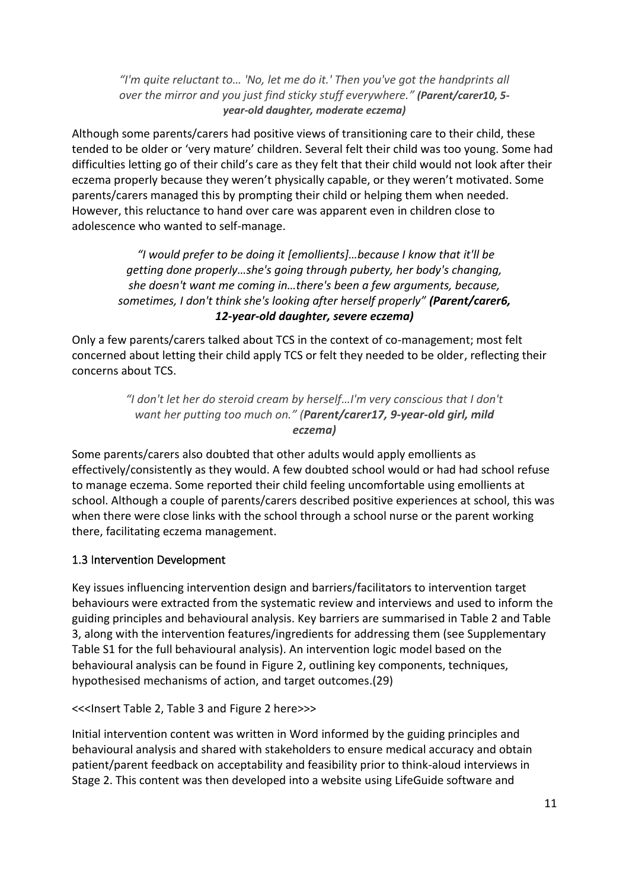*"I'm quite reluctant to… 'No, let me do it.' Then you've got the handprints all over the mirror and you just find sticky stuff everywhere."* ***(Parent/carer10, 5-year-old daughter, moderate eczema)***

Although some parents/carers had positive views of transitioning care to their child, these tended to be older or 'very mature' children. Several felt their child was too young. Some had difficulties letting go of their child's care as they felt that their child would not look after their eczema properly because they weren't physically capable, or they weren't motivated. Some parents/carers managed this by prompting their child or helping them when needed. However, this reluctance to hand over care was apparent even in children close to adolescence who wanted to self-manage.

*"I would prefer to be doing it [emollients]…because I know that it'll be getting done properly…she's going through puberty, her body's changing, she doesn't want me coming in…there's been a few arguments, because, sometimes, I don't think she's looking after herself properly"* ***(Parent/carer6, 12-year-old daughter, severe eczema)***

Only a few parents/carers talked about TCS in the context of co-management; most felt concerned about letting their child apply TCS or felt they needed to be older, reflecting their concerns about TCS.

*"I don't let her do steroid cream by herself…I'm very conscious that I don't want her putting too much on." (**Parent/carer17, 9-year-old girl, mild eczema**)*

Some parents/carers also doubted that other adults would apply emollients as effectively/consistently as they would. A few doubted school would or had had school refuse to manage eczema. Some reported their child feeling uncomfortable using emollients at school. Although a couple of parents/carers described positive experiences at school, this was when there were close links with the school through a school nurse or the parent working there, facilitating eczema management.

### 1.3 Intervention Development

Key issues influencing intervention design and barriers/facilitators to intervention target behaviours were extracted from the systematic review and interviews and used to inform the guiding principles and behavioural analysis. Key barriers are summarised in Table 2 and Table 3, along with the intervention features/ingredients for addressing them (see Supplementary Table S1 for the full behavioural analysis). An intervention logic model based on the behavioural analysis can be found in Figure 2, outlining key components, techniques, hypothesised mechanisms of action, and target outcomes.(29)

<<<Insert Table 2, Table 3 and Figure 2 here>>>

Initial intervention content was written in Word informed by the guiding principles and behavioural analysis and shared with stakeholders to ensure medical accuracy and obtain patient/parent feedback on acceptability and feasibility prior to think-aloud interviews in Stage 2. This content was then developed into a website using LifeGuide software and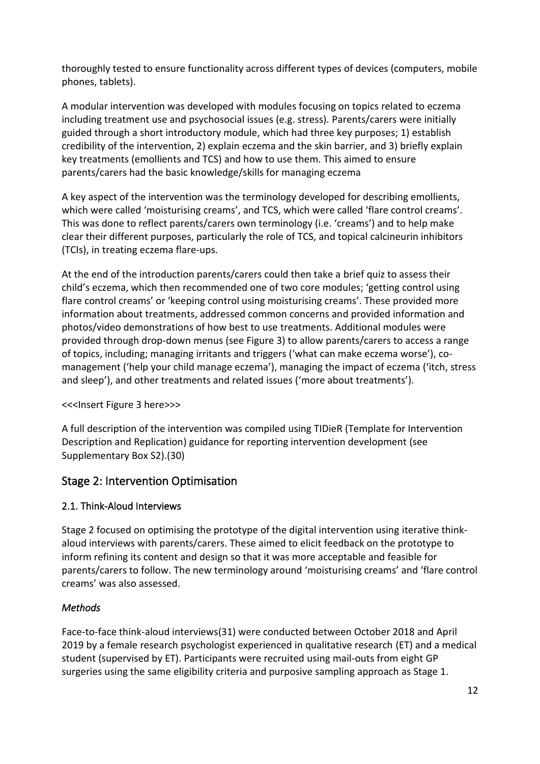thoroughly tested to ensure functionality across different types of devices (computers, mobile phones, tablets).

A modular intervention was developed with modules focusing on topics related to eczema including treatment use and psychosocial issues (e.g. stress). Parents/carers were initially guided through a short introductory module, which had three key purposes; 1) establish credibility of the intervention, 2) explain eczema and the skin barrier, and 3) briefly explain key treatments (emollients and TCS) and how to use them. This aimed to ensure parents/carers had the basic knowledge/skills for managing eczema

A key aspect of the intervention was the terminology developed for describing emollients, which were called 'moisturising creams', and TCS, which were called 'flare control creams'. This was done to reflect parents/carers own terminology (i.e. 'creams') and to help make clear their different purposes, particularly the role of TCS, and topical calcineurin inhibitors (TCIs), in treating eczema flare-ups.

At the end of the introduction parents/carers could then take a brief quiz to assess their child's eczema, which then recommended one of two core modules; 'getting control using flare control creams' or 'keeping control using moisturising creams'. These provided more information about treatments, addressed common concerns and provided information and photos/video demonstrations of how best to use treatments. Additional modules were provided through drop-down menus (see Figure 3) to allow parents/carers to access a range of topics, including; managing irritants and triggers ('what can make eczema worse'), co-management ('help your child manage eczema'), managing the impact of eczema ('itch, stress and sleep'), and other treatments and related issues ('more about treatments').

<<<Insert Figure 3 here>>>

A full description of the intervention was compiled using TIDieR (Template for Intervention Description and Replication) guidance for reporting intervention development (see Supplementary Box S2).(30)

## Stage 2: Intervention Optimisation

### 2.1. Think-Aloud Interviews

Stage 2 focused on optimising the prototype of the digital intervention using iterative think-aloud interviews with parents/carers. These aimed to elicit feedback on the prototype to inform refining its content and design so that it was more acceptable and feasible for parents/carers to follow. The new terminology around 'moisturising creams' and 'flare control creams' was also assessed.

#### *Methods*

Face-to-face think-aloud interviews(31) were conducted between October 2018 and April 2019 by a female research psychologist experienced in qualitative research (ET) and a medical student (supervised by ET). Participants were recruited using mail-outs from eight GP surgeries using the same eligibility criteria and purposive sampling approach as Stage 1.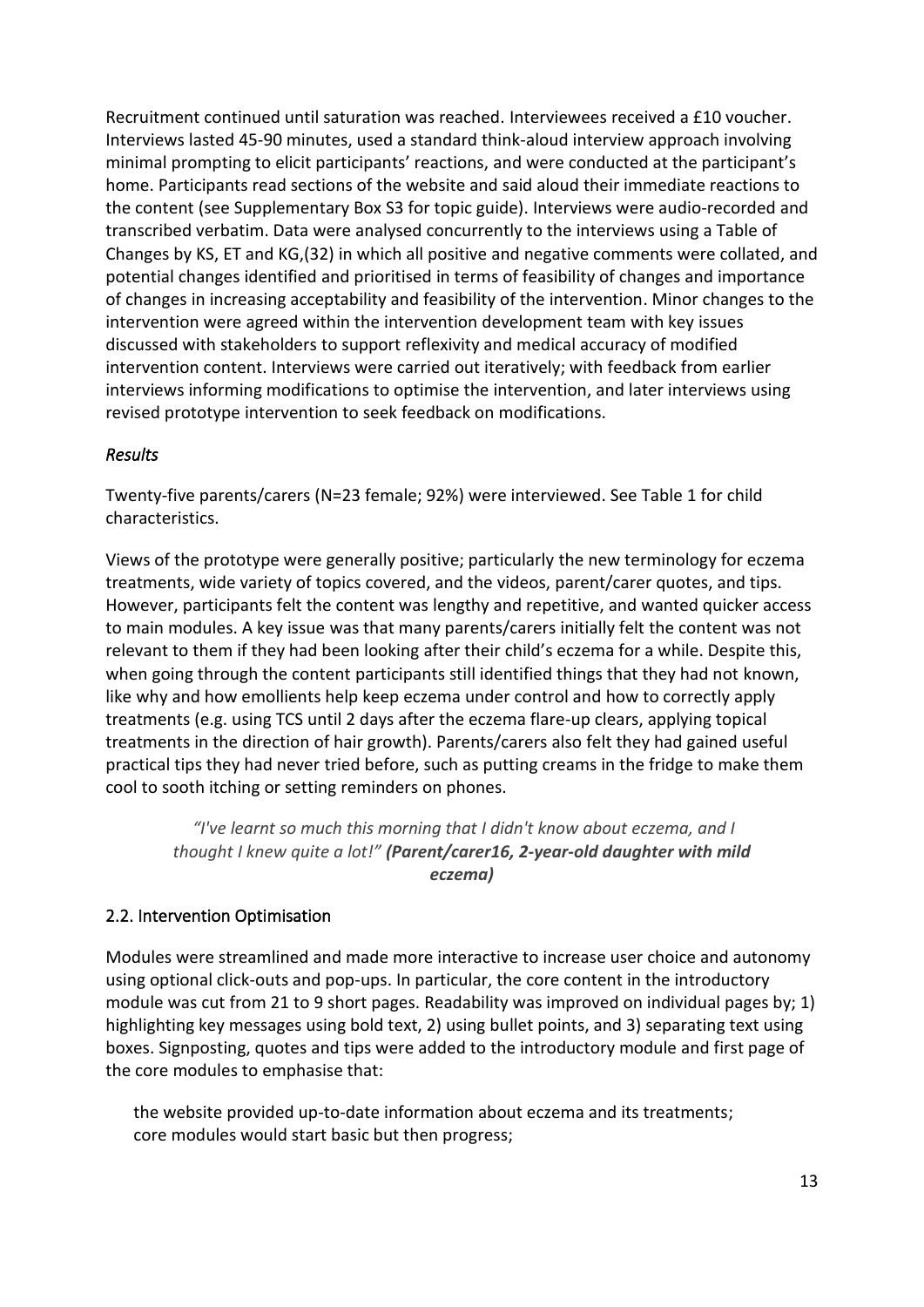Recruitment continued until saturation was reached. Interviewees received a £10 voucher. Interviews lasted 45-90 minutes, used a standard think-aloud interview approach involving minimal prompting to elicit participants' reactions, and were conducted at the participant's home. Participants read sections of the website and said aloud their immediate reactions to the content (see Supplementary Box S3 for topic guide). Interviews were audio-recorded and transcribed verbatim. Data were analysed concurrently to the interviews using a Table of Changes by KS, ET and KG,(32) in which all positive and negative comments were collated, and potential changes identified and prioritised in terms of feasibility of changes and importance of changes in increasing acceptability and feasibility of the intervention. Minor changes to the intervention were agreed within the intervention development team with key issues discussed with stakeholders to support reflexivity and medical accuracy of modified intervention content. Interviews were carried out iteratively; with feedback from earlier interviews informing modifications to optimise the intervention, and later interviews using revised prototype intervention to seek feedback on modifications.

### *Results*

Twenty-five parents/carers (N=23 female; 92%) were interviewed. See Table 1 for child characteristics.

Views of the prototype were generally positive; particularly the new terminology for eczema treatments, wide variety of topics covered, and the videos, parent/carer quotes, and tips. However, participants felt the content was lengthy and repetitive, and wanted quicker access to main modules. A key issue was that many parents/carers initially felt the content was not relevant to them if they had been looking after their child's eczema for a while. Despite this, when going through the content participants still identified things that they had not known, like why and how emollients help keep eczema under control and how to correctly apply treatments (e.g. using TCS until 2 days after the eczema flare-up clears, applying topical treatments in the direction of hair growth). Parents/carers also felt they had gained useful practical tips they had never tried before, such as putting creams in the fridge to make them cool to sooth itching or setting reminders on phones.

> *"I've learnt so much this morning that I didn't know about eczema, and I thought I knew quite a lot!"* ***(Parent/carer16, 2-year-old daughter with mild eczema)***

## 2.2. Intervention Optimisation

Modules were streamlined and made more interactive to increase user choice and autonomy using optional click-outs and pop-ups. In particular, the core content in the introductory module was cut from 21 to 9 short pages. Readability was improved on individual pages by; 1) highlighting key messages using bold text, 2) using bullet points, and 3) separating text using boxes. Signposting, quotes and tips were added to the introductory module and first page of the core modules to emphasise that:

- the website provided up-to-date information about eczema and its treatments;
- core modules would start basic but then progress;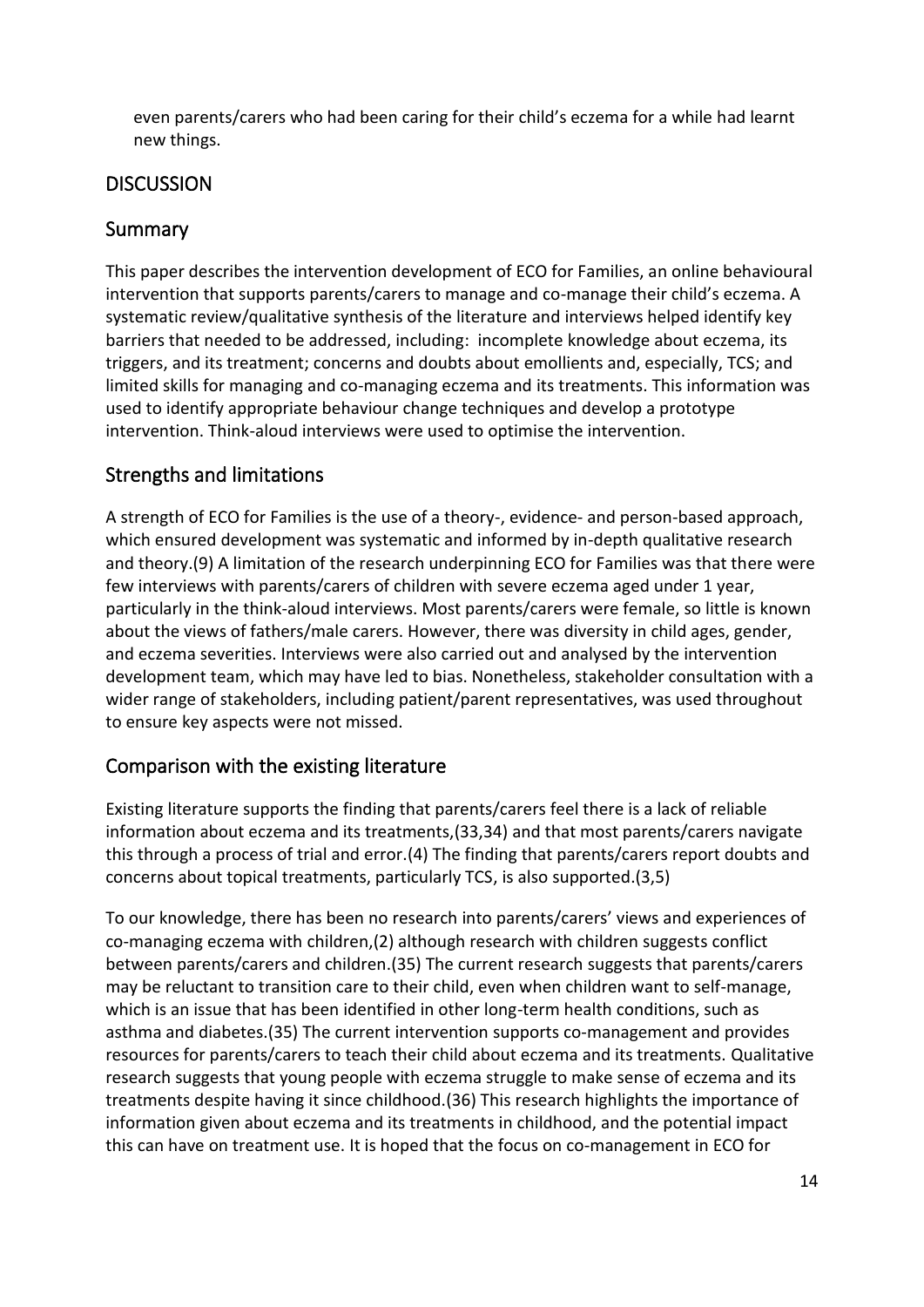even parents/carers who had been caring for their child's eczema for a while had learnt new things.

# DISCUSSION

## Summary

This paper describes the intervention development of ECO for Families, an online behavioural intervention that supports parents/carers to manage and co-manage their child's eczema. A systematic review/qualitative synthesis of the literature and interviews helped identify key barriers that needed to be addressed, including: incomplete knowledge about eczema, its triggers, and its treatment; concerns and doubts about emollients and, especially, TCS; and limited skills for managing and co-managing eczema and its treatments. This information was used to identify appropriate behaviour change techniques and develop a prototype intervention. Think-aloud interviews were used to optimise the intervention.

## Strengths and limitations

A strength of ECO for Families is the use of a theory-, evidence- and person-based approach, which ensured development was systematic and informed by in-depth qualitative research and theory.(9) A limitation of the research underpinning ECO for Families was that there were few interviews with parents/carers of children with severe eczema aged under 1 year, particularly in the think-aloud interviews. Most parents/carers were female, so little is known about the views of fathers/male carers. However, there was diversity in child ages, gender, and eczema severities. Interviews were also carried out and analysed by the intervention development team, which may have led to bias. Nonetheless, stakeholder consultation with a wider range of stakeholders, including patient/parent representatives, was used throughout to ensure key aspects were not missed.

## Comparison with the existing literature

Existing literature supports the finding that parents/carers feel there is a lack of reliable information about eczema and its treatments,(33,34) and that most parents/carers navigate this through a process of trial and error.(4) The finding that parents/carers report doubts and concerns about topical treatments, particularly TCS, is also supported.(3,5)

To our knowledge, there has been no research into parents/carers' views and experiences of co-managing eczema with children,(2) although research with children suggests conflict between parents/carers and children.(35) The current research suggests that parents/carers may be reluctant to transition care to their child, even when children want to self-manage, which is an issue that has been identified in other long-term health conditions, such as asthma and diabetes.(35) The current intervention supports co-management and provides resources for parents/carers to teach their child about eczema and its treatments. Qualitative research suggests that young people with eczema struggle to make sense of eczema and its treatments despite having it since childhood.(36) This research highlights the importance of information given about eczema and its treatments in childhood, and the potential impact this can have on treatment use. It is hoped that the focus on co-management in ECO for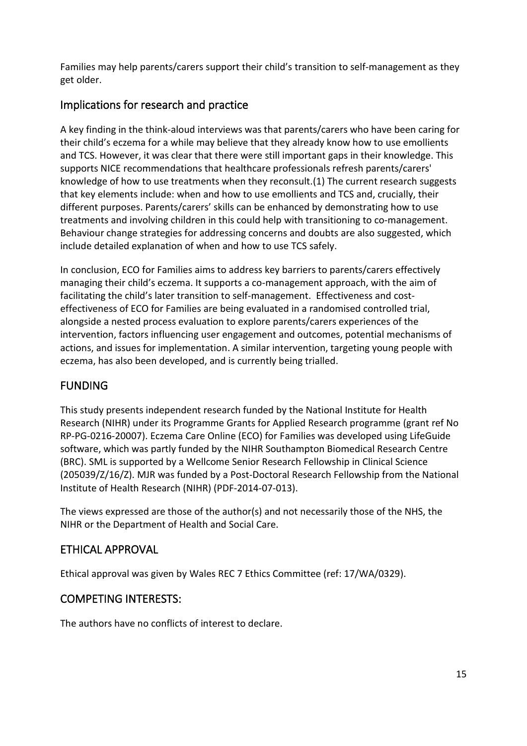Families may help parents/carers support their child's transition to self-management as they get older.

## Implications for research and practice

A key finding in the think-aloud interviews was that parents/carers who have been caring for their child's eczema for a while may believe that they already know how to use emollients and TCS. However, it was clear that there were still important gaps in their knowledge. This supports NICE recommendations that healthcare professionals refresh parents/carers' knowledge of how to use treatments when they reconsult.(1) The current research suggests that key elements include: when and how to use emollients and TCS and, crucially, their different purposes. Parents/carers' skills can be enhanced by demonstrating how to use treatments and involving children in this could help with transitioning to co-management. Behaviour change strategies for addressing concerns and doubts are also suggested, which include detailed explanation of when and how to use TCS safely.

In conclusion, ECO for Families aims to address key barriers to parents/carers effectively managing their child's eczema. It supports a co-management approach, with the aim of facilitating the child's later transition to self-management. Effectiveness and cost-effectiveness of ECO for Families are being evaluated in a randomised controlled trial, alongside a nested process evaluation to explore parents/carers experiences of the intervention, factors influencing user engagement and outcomes, potential mechanisms of actions, and issues for implementation. A similar intervention, targeting young people with eczema, has also been developed, and is currently being trialled.

## FUNDING

This study presents independent research funded by the National Institute for Health Research (NIHR) under its Programme Grants for Applied Research programme (grant ref No RP-PG-0216-20007). Eczema Care Online (ECO) for Families was developed using LifeGuide software, which was partly funded by the NIHR Southampton Biomedical Research Centre (BRC). SML is supported by a Wellcome Senior Research Fellowship in Clinical Science (205039/Z/16/Z). MJR was funded by a Post-Doctoral Research Fellowship from the National Institute of Health Research (NIHR) (PDF-2014-07-013).

The views expressed are those of the author(s) and not necessarily those of the NHS, the NIHR or the Department of Health and Social Care.

## ETHICAL APPROVAL

Ethical approval was given by Wales REC 7 Ethics Committee (ref: 17/WA/0329).

## COMPETING INTERESTS:

The authors have no conflicts of interest to declare.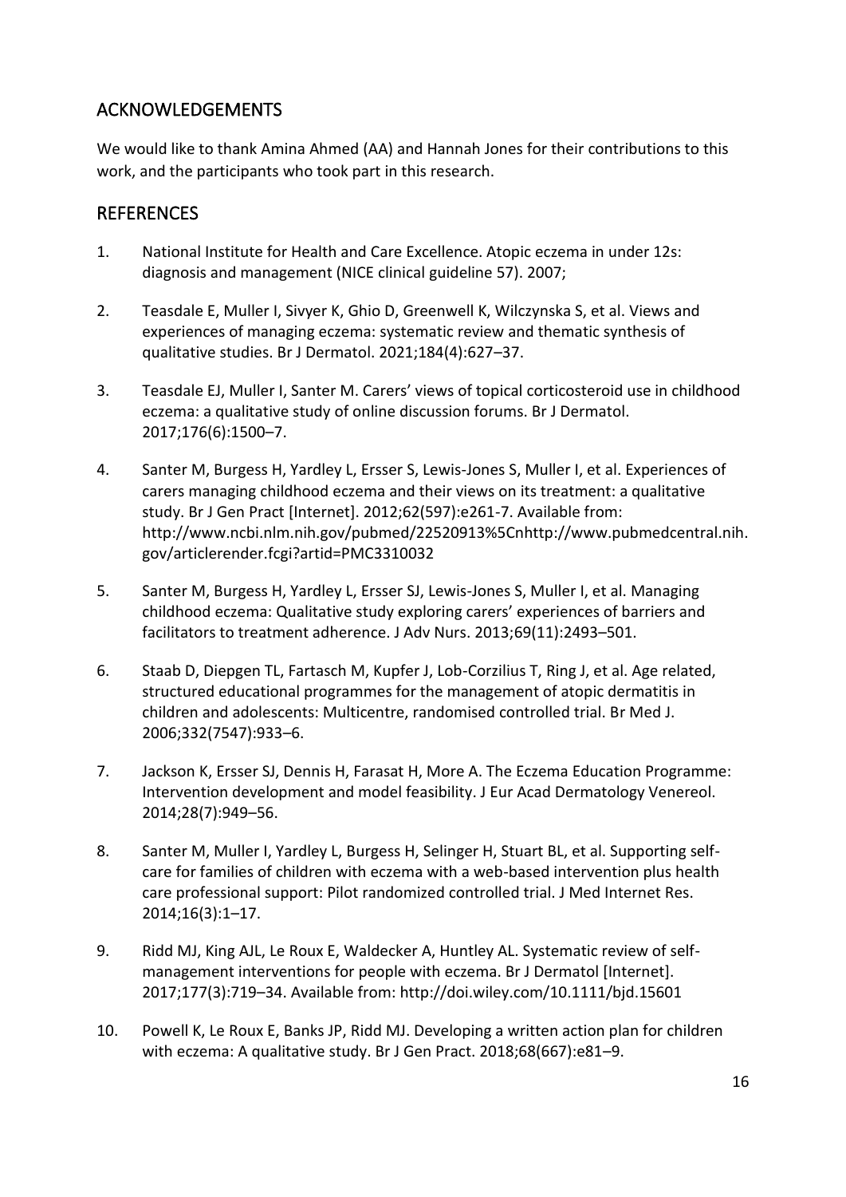## ACKNOWLEDGEMENTS

We would like to thank Amina Ahmed (AA) and Hannah Jones for their contributions to this work, and the participants who took part in this research.

## REFERENCES

1. National Institute for Health and Care Excellence. Atopic eczema in under 12s: diagnosis and management (NICE clinical guideline 57). 2007;
2. Teasdale E, Muller I, Sivyer K, Ghio D, Greenwell K, Wilczynska S, et al. Views and experiences of managing eczema: systematic review and thematic synthesis of qualitative studies. Br J Dermatol. 2021;184(4):627–37.
3. Teasdale EJ, Muller I, Santer M. Carers' views of topical corticosteroid use in childhood eczema: a qualitative study of online discussion forums. Br J Dermatol. 2017;176(6):1500–7.
4. Santer M, Burgess H, Yardley L, Ersser S, Lewis-Jones S, Muller I, et al. Experiences of carers managing childhood eczema and their views on its treatment: a qualitative study. Br J Gen Pract [Internet]. 2012;62(597):e261-7. Available from: http://www.ncbi.nlm.nih.gov/pubmed/22520913%5Cnhttp://www.pubmedcentral.nih.gov/articlerender.fcgi?artid=PMC3310032
5. Santer M, Burgess H, Yardley L, Ersser SJ, Lewis-Jones S, Muller I, et al. Managing childhood eczema: Qualitative study exploring carers' experiences of barriers and facilitators to treatment adherence. J Adv Nurs. 2013;69(11):2493–501.
6. Staab D, Diepgen TL, Fartasch M, Kupfer J, Lob-Corzilius T, Ring J, et al. Age related, structured educational programmes for the management of atopic dermatitis in children and adolescents: Multicentre, randomised controlled trial. Br Med J. 2006;332(7547):933–6.
7. Jackson K, Ersser SJ, Dennis H, Farasat H, More A. The Eczema Education Programme: Intervention development and model feasibility. J Eur Acad Dermatology Venereol. 2014;28(7):949–56.
8. Santer M, Muller I, Yardley L, Burgess H, Selinger H, Stuart BL, et al. Supporting self-care for families of children with eczema with a web-based intervention plus health care professional support: Pilot randomized controlled trial. J Med Internet Res. 2014;16(3):1–17.
9. Ridd MJ, King AJL, Le Roux E, Waldecker A, Huntley AL. Systematic review of self-management interventions for people with eczema. Br J Dermatol [Internet]. 2017;177(3):719–34. Available from: http://doi.wiley.com/10.1111/bjd.15601
10. Powell K, Le Roux E, Banks JP, Ridd MJ. Developing a written action plan for children with eczema: A qualitative study. Br J Gen Pract. 2018;68(667):e81–9.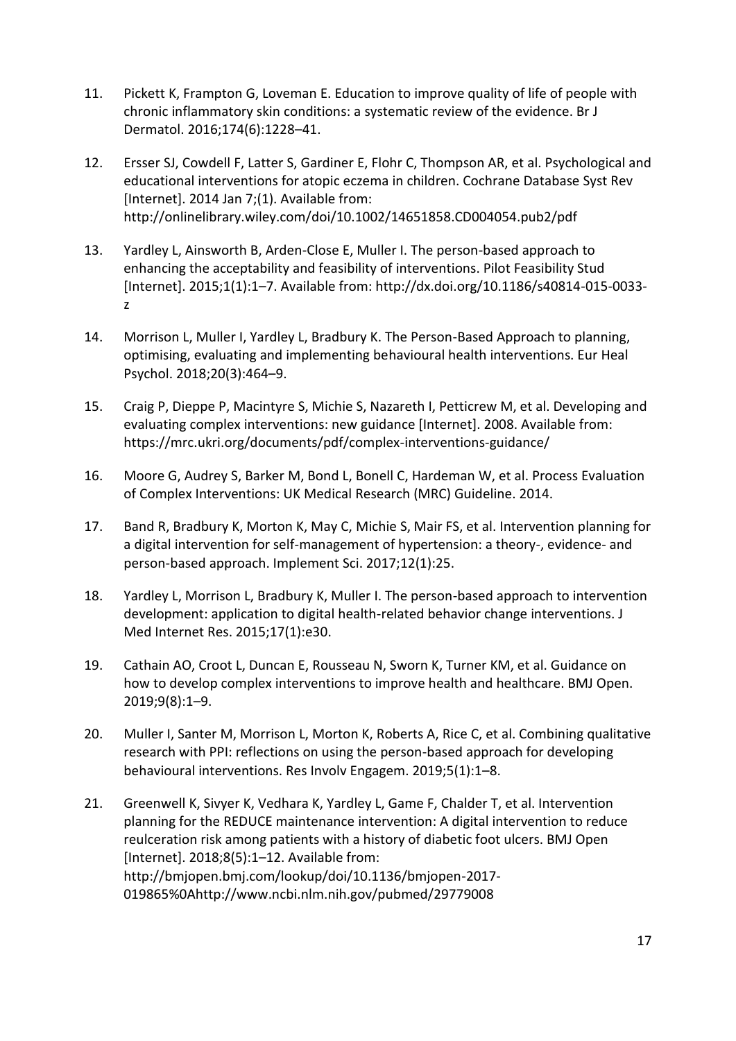11. Pickett K, Frampton G, Loveman E. Education to improve quality of life of people with chronic inflammatory skin conditions: a systematic review of the evidence. Br J Dermatol. 2016;174(6):1228–41.

12. Ersser SJ, Cowdell F, Latter S, Gardiner E, Flohr C, Thompson AR, et al. Psychological and educational interventions for atopic eczema in children. Cochrane Database Syst Rev [Internet]. 2014 Jan 7;(1). Available from: http://onlinelibrary.wiley.com/doi/10.1002/14651858.CD004054.pub2/pdf

13. Yardley L, Ainsworth B, Arden-Close E, Muller I. The person-based approach to enhancing the acceptability and feasibility of interventions. Pilot Feasibility Stud [Internet]. 2015;1(1):1–7. Available from: http://dx.doi.org/10.1186/s40814-015-0033-z

14. Morrison L, Muller I, Yardley L, Bradbury K. The Person-Based Approach to planning, optimising, evaluating and implementing behavioural health interventions. Eur Heal Psychol. 2018;20(3):464–9.

15. Craig P, Dieppe P, Macintyre S, Michie S, Nazareth I, Petticrew M, et al. Developing and evaluating complex interventions: new guidance [Internet]. 2008. Available from: https://mrc.ukri.org/documents/pdf/complex-interventions-guidance/

16. Moore G, Audrey S, Barker M, Bond L, Bonell C, Hardeman W, et al. Process Evaluation of Complex Interventions: UK Medical Research (MRC) Guideline. 2014.

17. Band R, Bradbury K, Morton K, May C, Michie S, Mair FS, et al. Intervention planning for a digital intervention for self-management of hypertension: a theory-, evidence- and person-based approach. Implement Sci. 2017;12(1):25.

18. Yardley L, Morrison L, Bradbury K, Muller I. The person-based approach to intervention development: application to digital health-related behavior change interventions. J Med Internet Res. 2015;17(1):e30.

19. Cathain AO, Croot L, Duncan E, Rousseau N, Sworn K, Turner KM, et al. Guidance on how to develop complex interventions to improve health and healthcare. BMJ Open. 2019;9(8):1–9.

20. Muller I, Santer M, Morrison L, Morton K, Roberts A, Rice C, et al. Combining qualitative research with PPI: reflections on using the person-based approach for developing behavioural interventions. Res Involv Engagem. 2019;5(1):1–8.

21. Greenwell K, Sivyer K, Vedhara K, Yardley L, Game F, Chalder T, et al. Intervention planning for the REDUCE maintenance intervention: A digital intervention to reduce reulceration risk among patients with a history of diabetic foot ulcers. BMJ Open [Internet]. 2018;8(5):1–12. Available from: http://bmjopen.bmj.com/lookup/doi/10.1136/bmjopen-2017-019865%0Ahttp://www.ncbi.nlm.nih.gov/pubmed/29779008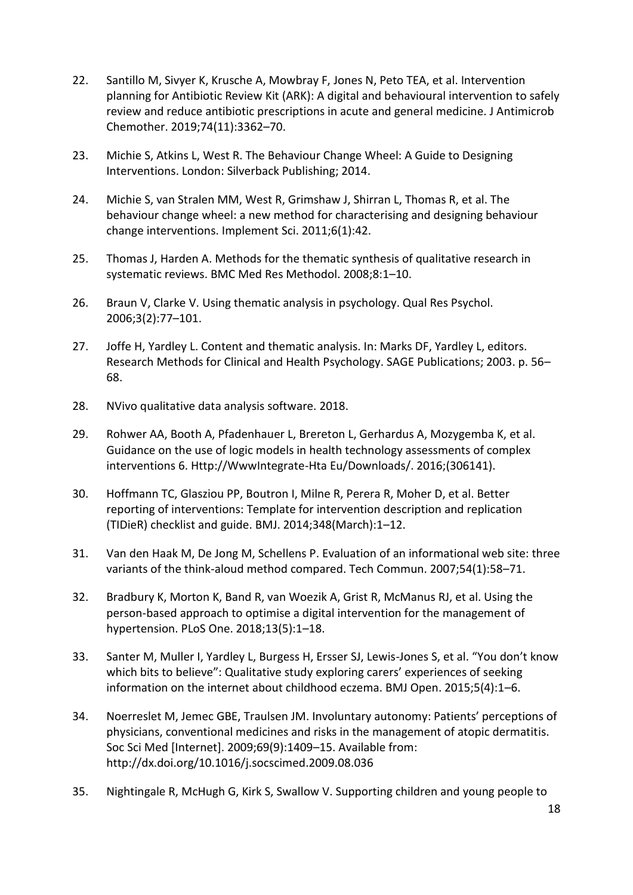22. Santillo M, Sivyer K, Krusche A, Mowbray F, Jones N, Peto TEA, et al. Intervention planning for Antibiotic Review Kit (ARK): A digital and behavioural intervention to safely review and reduce antibiotic prescriptions in acute and general medicine. J Antimicrob Chemother. 2019;74(11):3362–70.

23. Michie S, Atkins L, West R. The Behaviour Change Wheel: A Guide to Designing Interventions. London: Silverback Publishing; 2014.

24. Michie S, van Stralen MM, West R, Grimshaw J, Shirran L, Thomas R, et al. The behaviour change wheel: a new method for characterising and designing behaviour change interventions. Implement Sci. 2011;6(1):42.

25. Thomas J, Harden A. Methods for the thematic synthesis of qualitative research in systematic reviews. BMC Med Res Methodol. 2008;8:1–10.

26. Braun V, Clarke V. Using thematic analysis in psychology. Qual Res Psychol. 2006;3(2):77–101.

27. Joffe H, Yardley L. Content and thematic analysis. In: Marks DF, Yardley L, editors. Research Methods for Clinical and Health Psychology. SAGE Publications; 2003. p. 56–68.

28. NVivo qualitative data analysis software. 2018.

29. Rohwer AA, Booth A, Pfadenhauer L, Brereton L, Gerhardus A, Mozygemba K, et al. Guidance on the use of logic models in health technology assessments of complex interventions 6. Http://WwwIntegrate-Hta Eu/Downloads/. 2016;(306141).

30. Hoffmann TC, Glasziou PP, Boutron I, Milne R, Perera R, Moher D, et al. Better reporting of interventions: Template for intervention description and replication (TIDieR) checklist and guide. BMJ. 2014;348(March):1–12.

31. Van den Haak M, De Jong M, Schellens P. Evaluation of an informational web site: three variants of the think-aloud method compared. Tech Commun. 2007;54(1):58–71.

32. Bradbury K, Morton K, Band R, van Woezik A, Grist R, McManus RJ, et al. Using the person-based approach to optimise a digital intervention for the management of hypertension. PLoS One. 2018;13(5):1–18.

33. Santer M, Muller I, Yardley L, Burgess H, Ersser SJ, Lewis-Jones S, et al. "You don't know which bits to believe": Qualitative study exploring carers' experiences of seeking information on the internet about childhood eczema. BMJ Open. 2015;5(4):1–6.

34. Noerreslet M, Jemec GBE, Traulsen JM. Involuntary autonomy: Patients' perceptions of physicians, conventional medicines and risks in the management of atopic dermatitis. Soc Sci Med [Internet]. 2009;69(9):1409–15. Available from: http://dx.doi.org/10.1016/j.socscimed.2009.08.036

35. Nightingale R, McHugh G, Kirk S, Swallow V. Supporting children and young people to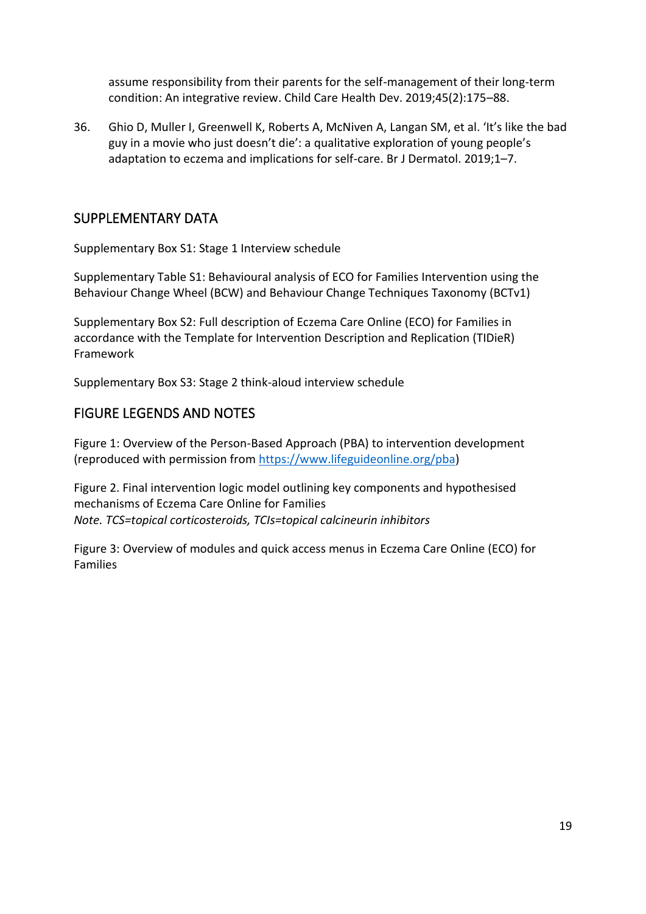assume responsibility from their parents for the self-management of their long-term condition: An integrative review. Child Care Health Dev. 2019;45(2):175–88.

36. Ghio D, Muller I, Greenwell K, Roberts A, McNiven A, Langan SM, et al. 'It's like the bad guy in a movie who just doesn't die': a qualitative exploration of young people's adaptation to eczema and implications for self-care. Br J Dermatol. 2019;1–7.

## SUPPLEMENTARY DATA

Supplementary Box S1: Stage 1 Interview schedule

Supplementary Table S1: Behavioural analysis of ECO for Families Intervention using the Behaviour Change Wheel (BCW) and Behaviour Change Techniques Taxonomy (BCTv1)

Supplementary Box S2: Full description of Eczema Care Online (ECO) for Families in accordance with the Template for Intervention Description and Replication (TIDieR) Framework

Supplementary Box S3: Stage 2 think-aloud interview schedule

## FIGURE LEGENDS AND NOTES

Figure 1: Overview of the Person-Based Approach (PBA) to intervention development (reproduced with permission from https://www.lifeguideonline.org/pba)

Figure 2. Final intervention logic model outlining key components and hypothesised mechanisms of Eczema Care Online for Families
*Note. TCS=topical corticosteroids, TCIs=topical calcineurin inhibitors*

Figure 3: Overview of modules and quick access menus in Eczema Care Online (ECO) for Families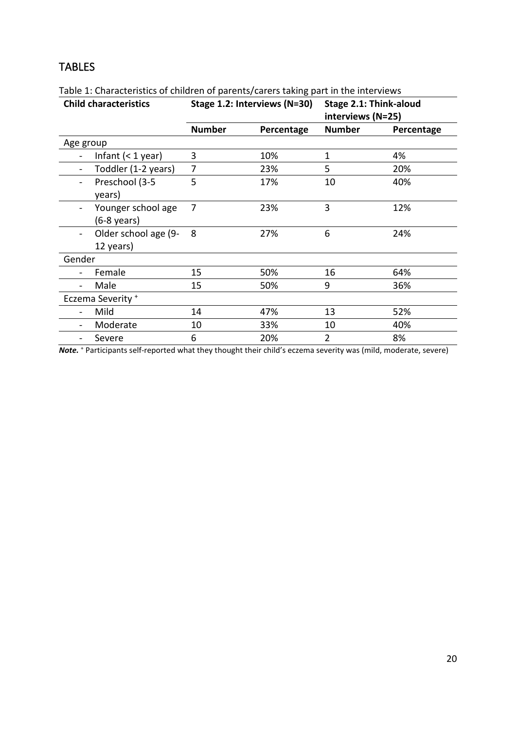## TABLES

Table 1: Characteristics of children of parents/carers taking part in the interviews

| Child characteristics | Stage 1.2: Interviews (N=30) | | Stage 2.1: Think-aloud interviews (N=25) | |
|---|---|---|---|---|
| | **Number** | **Percentage** | **Number** | **Percentage** |
| Age group | | | | |
| - Infant (< 1 year) | 3 | 10% | 1 | 4% |
| - Toddler (1-2 years) | 7 | 23% | 5 | 20% |
| - Preschool (3-5 years) | 5 | 17% | 10 | 40% |
| - Younger school age (6-8 years) | 7 | 23% | 3 | 12% |
| - Older school age (9-12 years) | 8 | 27% | 6 | 24% |
| Gender | | | | |
| - Female | 15 | 50% | 16 | 64% |
| - Male | 15 | 50% | 9 | 36% |
| Eczema Severity [+] | | | | |
| - Mild | 14 | 47% | 13 | 52% |
| - Moderate | 10 | 33% | 10 | 40% |
| - Severe | 6 | 20% | 2 | 8% |

***Note.*** [+] Participants self-reported what they thought their child's eczema severity was (mild, moderate, severe)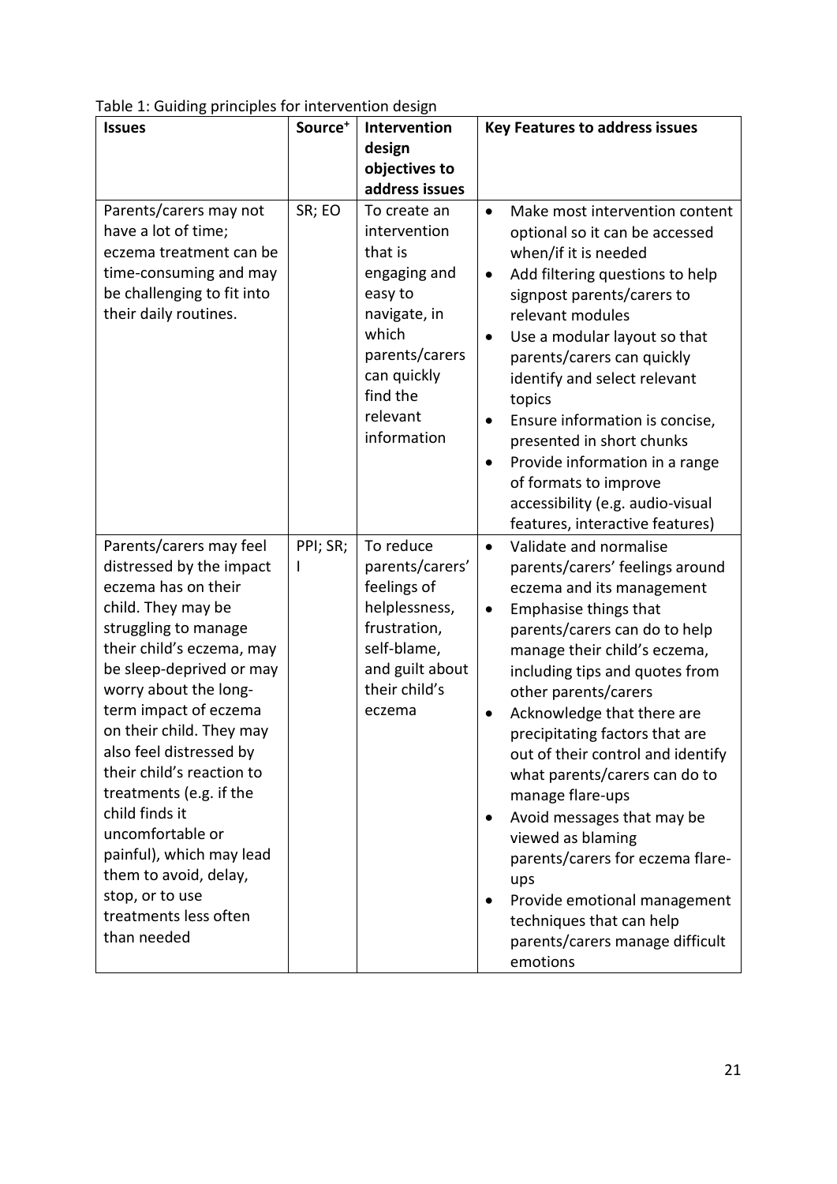Table 1: Guiding principles for intervention design

| Issues | Source[+] | Intervention design objectives to address issues | Key Features to address issues |
| --- | --- | --- | --- |
| Parents/carers may not have a lot of time; eczema treatment can be time-consuming and may be challenging to fit into their daily routines. | SR; EO | To create an intervention that is engaging and easy to navigate, in which parents/carers can quickly find the relevant information | • Make most intervention content optional so it can be accessed when/if it is needed<br>• Add filtering questions to help signpost parents/carers to relevant modules<br>• Use a modular layout so that parents/carers can quickly identify and select relevant topics<br>• Ensure information is concise, presented in short chunks<br>• Provide information in a range of formats to improve accessibility (e.g. audio-visual features, interactive features) |
| Parents/carers may feel distressed by the impact eczema has on their child. They may be struggling to manage their child's eczema, may be sleep-deprived or may worry about the long-term impact of eczema on their child. They may also feel distressed by their child's reaction to treatments (e.g. if the child finds it uncomfortable or painful), which may lead them to avoid, delay, stop, or to use treatments less often than needed | PPI; SR; I | To reduce parents/carers' feelings of helplessness, frustration, self-blame, and guilt about their child's eczema | • Validate and normalise parents/carers' feelings around eczema and its management<br>• Emphasise things that parents/carers can do to help manage their child's eczema, including tips and quotes from other parents/carers<br>• Acknowledge that there are precipitating factors that are out of their control and identify what parents/carers can do to manage flare-ups<br>• Avoid messages that may be viewed as blaming parents/carers for eczema flare-ups<br>• Provide emotional management techniques that can help parents/carers manage difficult emotions |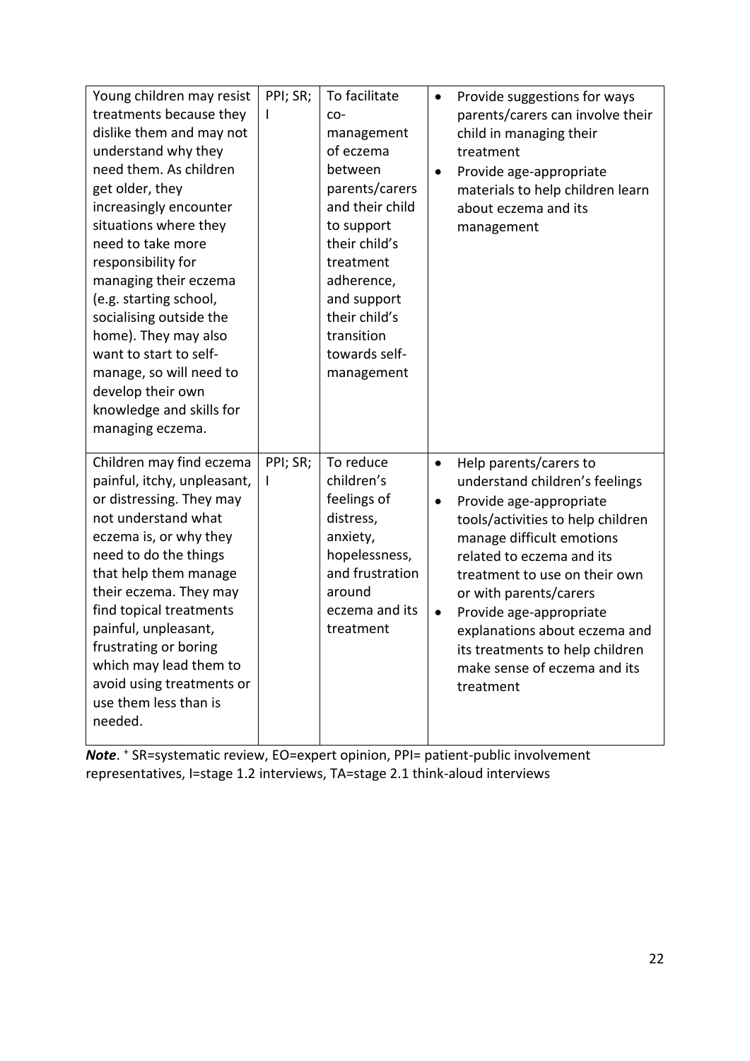| | | | |
|---|---|---|---|
| Young children may resist treatments because they dislike them and may not understand why they need them. As children get older, they increasingly encounter situations where they need to take more responsibility for managing their eczema (e.g. starting school, socialising outside the home). They may also want to start to self-manage, so will need to develop their own knowledge and skills for managing eczema. | PPI; SR; I | To facilitate co-management of eczema between parents/carers and their child to support their child's treatment adherence, and support their child's transition towards self-management | • Provide suggestions for ways parents/carers can involve their child in managing their treatment<br>• Provide age-appropriate materials to help children learn about eczema and its management |
| Children may find eczema painful, itchy, unpleasant, or distressing. They may not understand what eczema is, or why they need to do the things that help them manage their eczema. They may find topical treatments painful, unpleasant, frustrating or boring which may lead them to avoid using treatments or use them less than is needed. | PPI; SR; I | To reduce children's feelings of distress, anxiety, hopelessness, and frustration around eczema and its treatment | • Help parents/carers to understand children's feelings<br>• Provide age-appropriate tools/activities to help children manage difficult emotions related to eczema and its treatment to use on their own or with parents/carers<br>• Provide age-appropriate explanations about eczema and its treatments to help children make sense of eczema and its treatment |

***Note***. ⁺ SR=systematic review, EO=expert opinion, PPI= patient-public involvement representatives, I=stage 1.2 interviews, TA=stage 2.1 think-aloud interviews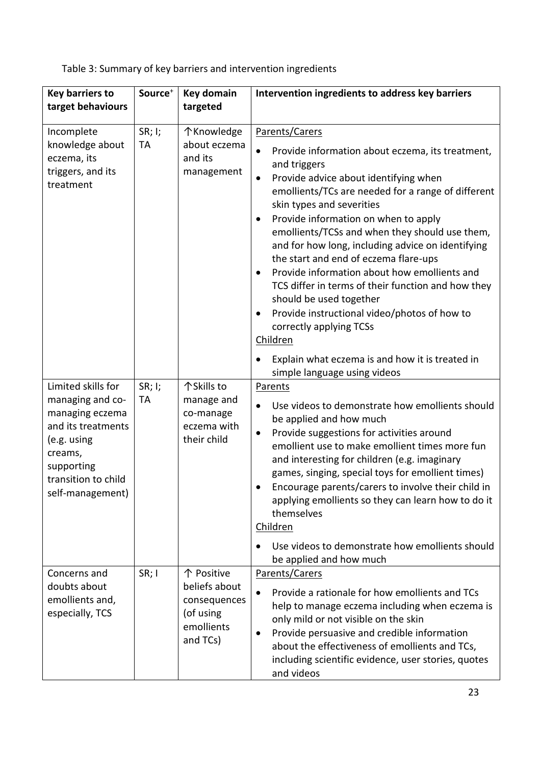Table 3: Summary of key barriers and intervention ingredients

| Key barriers to target behaviours | Source⁺ | Key domain targeted | Intervention ingredients to address key barriers |
|---|---|---|---|
| Incomplete knowledge about eczema, its triggers, and its treatment | SR; I; TA | ↑Knowledge about eczema and its management | Parents/Carers<br>• Provide information about eczema, its treatment, and triggers<br>• Provide advice about identifying when emollients/TCs are needed for a range of different skin types and severities<br>• Provide information on when to apply emollients/TCSs and when they should use them, and for how long, including advice on identifying the start and end of eczema flare-ups<br>• Provide information about how emollients and TCS differ in terms of their function and how they should be used together<br>• Provide instructional video/photos of how to correctly applying TCSs<br>Children<br>• Explain what eczema is and how it is treated in simple language using videos |
| Limited skills for managing and co-managing eczema and its treatments (e.g. using creams, supporting transition to child self-management) | SR; I; TA | ↑Skills to manage and co-manage eczema with their child | Parents<br>• Use videos to demonstrate how emollients should be applied and how much<br>• Provide suggestions for activities around emollient use to make emollient times more fun and interesting for children (e.g. imaginary games, singing, special toys for emollient times)<br>• Encourage parents/carers to involve their child in applying emollients so they can learn how to do it themselves<br>Children<br>• Use videos to demonstrate how emollients should be applied and how much |
| Concerns and doubts about emollients and, especially, TCS | SR; I | ↑ Positive beliefs about consequences (of using emollients and TCs) | Parents/Carers<br>• Provide a rationale for how emollients and TCs help to manage eczema including when eczema is only mild or not visible on the skin<br>• Provide persuasive and credible information about the effectiveness of emollients and TCs, including scientific evidence, user stories, quotes and videos |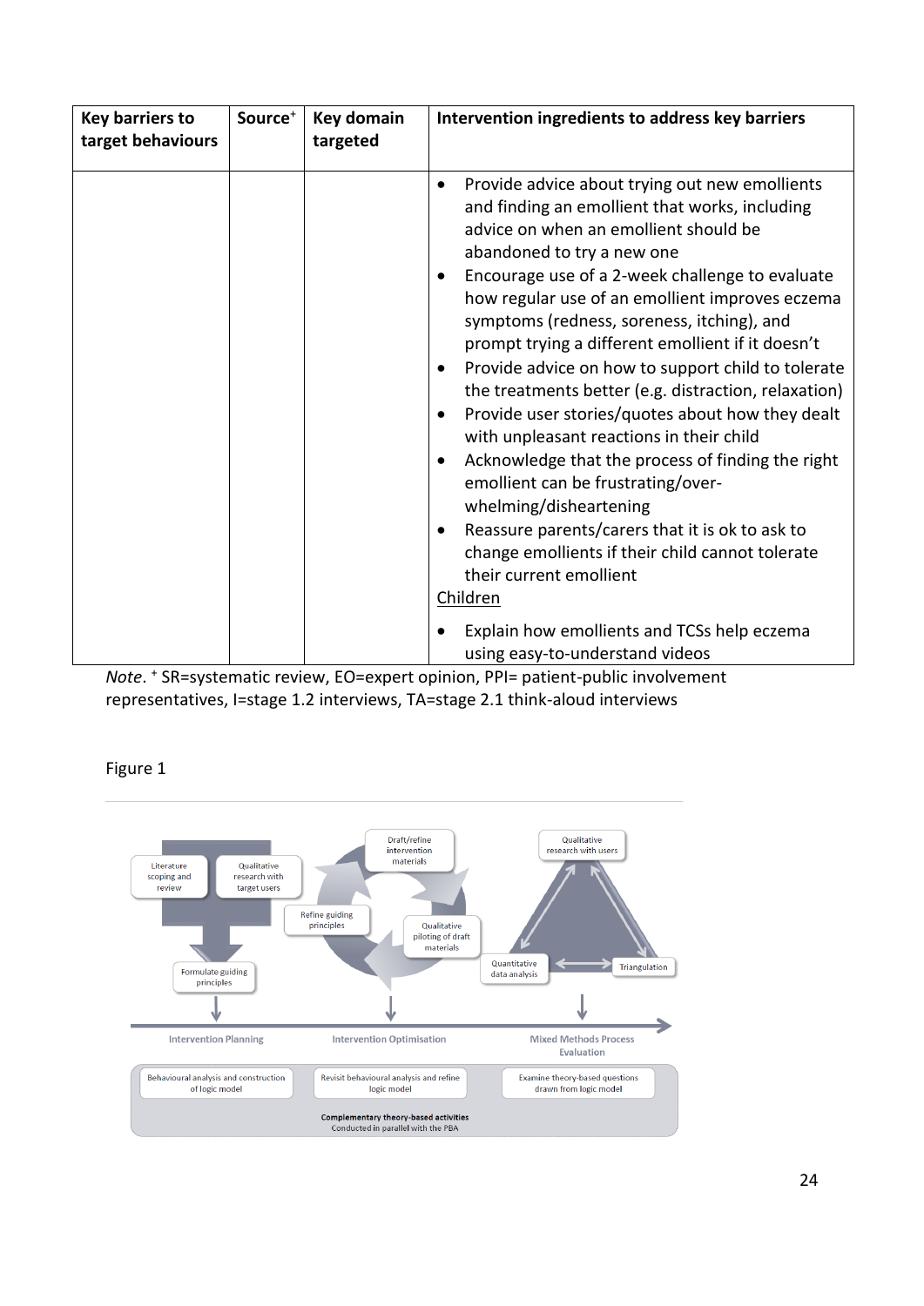| Key barriers to target behaviours | Source+ | Key domain targeted | Intervention ingredients to address key barriers |
|---|---|---|---|
| | | | • Provide advice about trying out new emollients and finding an emollient that works, including advice on when an emollient should be abandoned to try a new one<br>• Encourage use of a 2-week challenge to evaluate how regular use of an emollient improves eczema symptoms (redness, soreness, itching), and prompt trying a different emollient if it doesn't<br>• Provide advice on how to support child to tolerate the treatments better (e.g. distraction, relaxation)<br>• Provide user stories/quotes about how they dealt with unpleasant reactions in their child<br>• Acknowledge that the process of finding the right emollient can be frustrating/over-whelming/disheartening<br>• Reassure parents/carers that it is ok to ask to change emollients if their child cannot tolerate their current emollient<br><u>Children</u><br>• Explain how emollients and TCSs help eczema using easy-to-understand videos |

*Note*. + SR=systematic review, EO=expert opinion, PPI= patient-public involvement representatives, I=stage 1.2 interviews, TA=stage 2.1 think-aloud interviews

Figure 1

Literature scoping and review

Qualitative research with target users

Formulate guiding principles

Draft/refine intervention materials

Refine guiding principles

Qualitative piloting of draft materials

Qualitative research with users

Quantitative data analysis

Triangulation

Intervention Planning

Intervention Optimisation

Mixed Methods Process Evaluation

Behavioural analysis and construction of logic model

Revisit behavioural analysis and refine logic model

Examine theory-based questions drawn from logic model

**Complementary theory-based activities**
Conducted in parallel with the PBA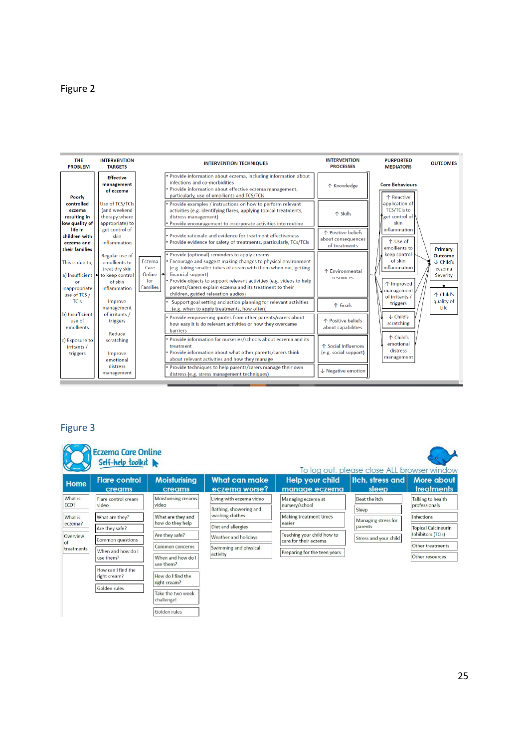Figure 2

THE PROBLEM

Poorly controlled eczema resulting in low quality of life in children with eczema and their families

This is due to;

a) Insufficient or inappropriate use of TCS / TCIs

b) Insufficient use of emollients

c) Exposure to irritants / triggers

INTERVENTION TARGETS

Effective management of eczema

Use of TCS/TCIs (and weekend therapy where appropriate) to get control of skin inflammation

Regular use of emollients to treat dry skin to keep control of skin inflammation

Improve management of irritants / triggers

Reduce scratching

Improve emotional distress management

Eczema Care Online for Families

INTERVENTION TECHNIQUES

- Provide information about eczema, including information about infections and co-morbidities
- Provide information about effective eczema management, particularly, use of emollients and TCS/TCIs

- Provide examples / instructions on how to perform relevant activities (e.g. identifying flares, applying topical treatments, distress management)
- Provide encouragement to incorporate activities into routine

- Provide rationale and evidence for treatment effectiveness
- Provide evidence for safety of treatments, particularly, TCS/TCIs

- Provide (optional) reminders to apply creams
- Encourage and suggest making changes to physical environment (e.g. taking smaller tubes of cream with them when out, getting financial support)
- Provide objects to support relevant activities (e.g. videos to help parents/carers explain eczema and its treatment to their children, guided relaxation audios)

- Support goal setting and action planning for relevant activities (e.g. when to apply treatments, how often)

- Provide empowering quotes from other parents/carers about how easy it is do relevant activities or how they overcame barriers

- Provide information for nurseries/schools about eczema and its treatment
- Provide information about what other parents/carers think about relevant activities and how they manage

- Provide techniques to help parents/carers manage their own distress (e.g. stress management techniques)

INTERVENTION PROCESSES

↑ Knowledge

↑ Skills

↑ Positive beliefs about consequences of treatments

↑ Environmental resources

↑ Goals

↑ Positive beliefs about capabilities

↑ Social influences (e.g. social support)

↓ Negative emotion

PURPORTED MEDIATORS

Core Behaviours

↑ Reactive application of TCS/TCIs to get control of skin inflammation

↑ Use of emollients to keep control of skin inflammation

↑ Improved management of irritants / triggers

↓ Child's scratching

↑ Child's emotional distress management

OUTCOMES

Primary Outcome ↓ Child's eczema Severity

↑ Child's quality of Life

Figure 3

Eczema Care Online
Self-help toolkit

To log out, please close ALL browser window

| Home | Flare control creams | Moisturising creams | What can make eczema worse? | Help your child manage eczema | Itch, stress and sleep | More about treatments |
|---|---|---|---|---|---|---|
| What is ECO? | Flare control cream video | Moisturising creams video | Living with eczema video | Managing eczema at nursery/school | Beat the itch | Talking to health professionals |
| What is eczema? | What are they? | What are they and how do they help | Bathing, showering and washing clothes | Making treatment times easier | Sleep | Infections |
| Overview of treatments | Are they safe? | Are they safe? | Diet and allergies | Teaching your child how to care for their eczema | Managing stress for parents | Topical Calcineurin Inhibitors (TCIs) |
| | Common questions | Common concerns | Weather and holidays | Preparing for the teen years | Stress and your child | Other treatments |
| | When and how do I use them? | When and how do I use them? | Swimming and physical activity | | | Other resources |
| | How can I find the right cream? | How do I find the right cream? | | | | |
| | Golden rules | Take the two week challenge! | | | | |
| | | Golden rules | | | | |